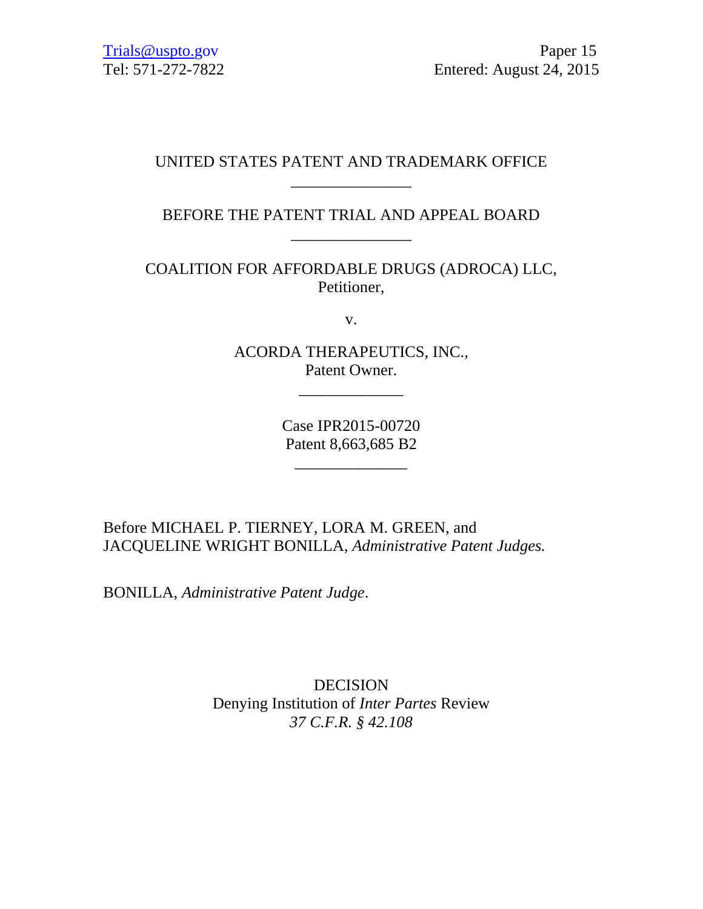Trials@uspto.gov
Tel: 571-272-7822

Paper 15
Entered: August 24, 2015

UNITED STATES PATENT AND TRADEMARK OFFICE

_______________

BEFORE THE PATENT TRIAL AND APPEAL BOARD

_______________

COALITION FOR AFFORDABLE DRUGS (ADROCA) LLC,
Petitioner,

v.

ACORDA THERAPEUTICS, INC.,
Patent Owner.

_____________

Case IPR2015-00720
Patent 8,663,685 B2

______________

Before MICHAEL P. TIERNEY, LORA M. GREEN, and JACQUELINE WRIGHT BONILLA, *Administrative Patent Judges.*

BONILLA, *Administrative Patent Judge*.

DECISION
Denying Institution of *Inter Partes* Review
*37 C.F.R. § 42.108*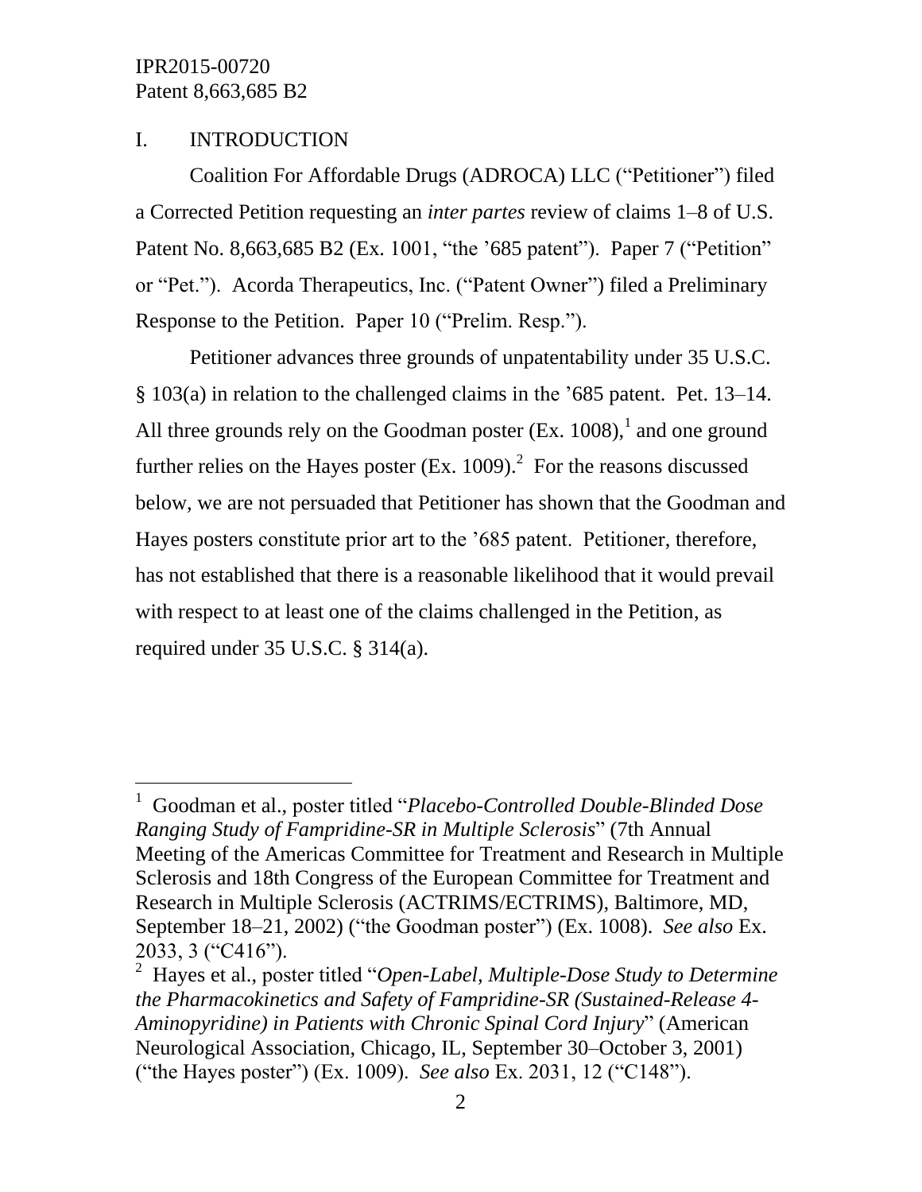## I. INTRODUCTION

Coalition For Affordable Drugs (ADROCA) LLC ("Petitioner") filed a Corrected Petition requesting an *inter partes* review of claims 1–8 of U.S. Patent No. 8,663,685 B2 (Ex. 1001, "the '685 patent"). Paper 7 ("Petition" or "Pet."). Acorda Therapeutics, Inc. ("Patent Owner") filed a Preliminary Response to the Petition. Paper 10 ("Prelim. Resp.").

Petitioner advances three grounds of unpatentability under 35 U.S.C. § 103(a) in relation to the challenged claims in the '685 patent. Pet. 13–14. All three grounds rely on the Goodman poster (Ex. 1008),[1] and one ground further relies on the Hayes poster (Ex. 1009).[2] For the reasons discussed below, we are not persuaded that Petitioner has shown that the Goodman and Hayes posters constitute prior art to the '685 patent. Petitioner, therefore, has not established that there is a reasonable likelihood that it would prevail with respect to at least one of the claims challenged in the Petition, as required under 35 U.S.C. § 314(a).

---

[1] Goodman et al., poster titled "*Placebo-Controlled Double-Blinded Dose Ranging Study of Fampridine-SR in Multiple Sclerosis*" (7th Annual Meeting of the Americas Committee for Treatment and Research in Multiple Sclerosis and 18th Congress of the European Committee for Treatment and Research in Multiple Sclerosis (ACTRIMS/ECTRIMS), Baltimore, MD, September 18–21, 2002) ("the Goodman poster") (Ex. 1008). *See also* Ex. 2033, 3 ("C416").

[2] Hayes et al., poster titled "*Open-Label, Multiple-Dose Study to Determine the Pharmacokinetics and Safety of Fampridine-SR (Sustained-Release 4-Aminopyridine) in Patients with Chronic Spinal Cord Injury*" (American Neurological Association, Chicago, IL, September 30–October 3, 2001) ("the Hayes poster") (Ex. 1009). *See also* Ex. 2031, 12 ("C148").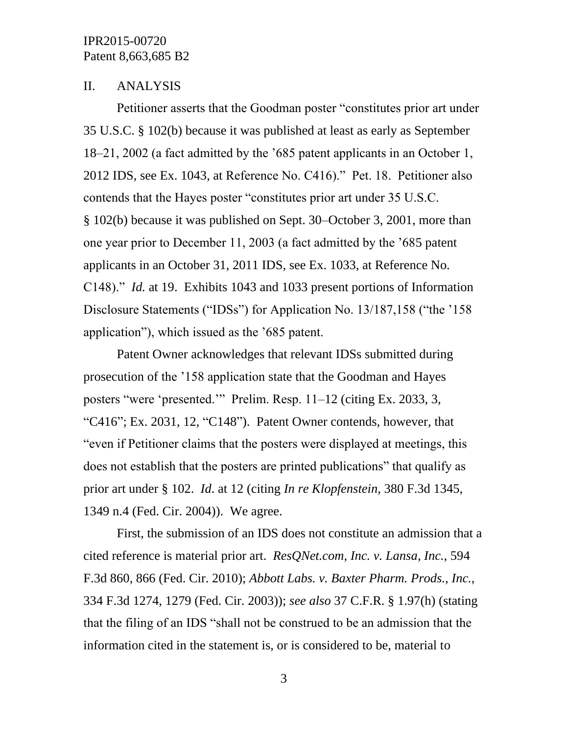## II. ANALYSIS

Petitioner asserts that the Goodman poster "constitutes prior art under 35 U.S.C. § 102(b) because it was published at least as early as September 18–21, 2002 (a fact admitted by the '685 patent applicants in an October 1, 2012 IDS, see Ex. 1043, at Reference No. C416)." Pet. 18. Petitioner also contends that the Hayes poster "constitutes prior art under 35 U.S.C. § 102(b) because it was published on Sept. 30–October 3, 2001, more than one year prior to December 11, 2003 (a fact admitted by the '685 patent applicants in an October 31, 2011 IDS, see Ex. 1033, at Reference No. C148)." *Id.* at 19. Exhibits 1043 and 1033 present portions of Information Disclosure Statements ("IDSs") for Application No. 13/187,158 ("the '158 application"), which issued as the '685 patent.

Patent Owner acknowledges that relevant IDSs submitted during prosecution of the '158 application state that the Goodman and Hayes posters "were 'presented.'" Prelim. Resp. 11–12 (citing Ex. 2033, 3, "C416"; Ex. 2031, 12, "C148"). Patent Owner contends, however, that "even if Petitioner claims that the posters were displayed at meetings, this does not establish that the posters are printed publications" that qualify as prior art under § 102. *Id*. at 12 (citing *In re Klopfenstein*, 380 F.3d 1345, 1349 n.4 (Fed. Cir. 2004)). We agree.

First, the submission of an IDS does not constitute an admission that a cited reference is material prior art. *ResQNet.com, Inc. v. Lansa, Inc.*, 594 F.3d 860, 866 (Fed. Cir. 2010); *Abbott Labs. v. Baxter Pharm. Prods., Inc.*, 334 F.3d 1274, 1279 (Fed. Cir. 2003)); *see also* 37 C.F.R. § 1.97(h) (stating that the filing of an IDS "shall not be construed to be an admission that the information cited in the statement is, or is considered to be, material to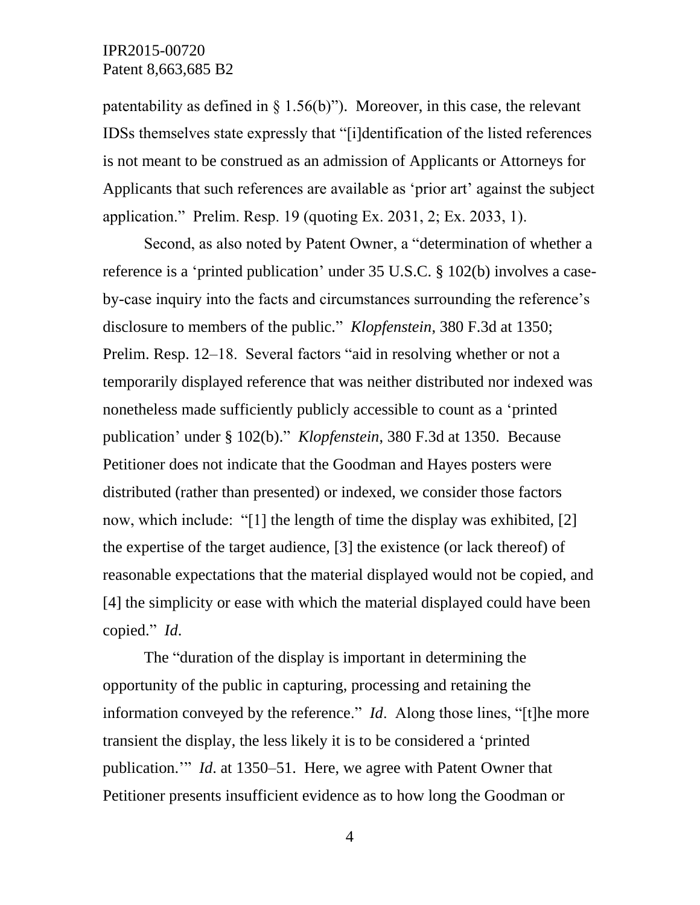patentability as defined in § 1.56(b)"). Moreover, in this case, the relevant IDSs themselves state expressly that "[i]dentification of the listed references is not meant to be construed as an admission of Applicants or Attorneys for Applicants that such references are available as 'prior art' against the subject application." Prelim. Resp. 19 (quoting Ex. 2031, 2; Ex. 2033, 1).

Second, as also noted by Patent Owner, a "determination of whether a reference is a 'printed publication' under 35 U.S.C. § 102(b) involves a case-by-case inquiry into the facts and circumstances surrounding the reference's disclosure to members of the public." *Klopfenstein*, 380 F.3d at 1350; Prelim. Resp. 12–18. Several factors "aid in resolving whether or not a temporarily displayed reference that was neither distributed nor indexed was nonetheless made sufficiently publicly accessible to count as a 'printed publication' under § 102(b)." *Klopfenstein*, 380 F.3d at 1350. Because Petitioner does not indicate that the Goodman and Hayes posters were distributed (rather than presented) or indexed, we consider those factors now, which include: "[1] the length of time the display was exhibited, [2] the expertise of the target audience, [3] the existence (or lack thereof) of reasonable expectations that the material displayed would not be copied, and [4] the simplicity or ease with which the material displayed could have been copied." *Id*.

The "duration of the display is important in determining the opportunity of the public in capturing, processing and retaining the information conveyed by the reference." *Id*. Along those lines, "[t]he more transient the display, the less likely it is to be considered a 'printed publication.'" *Id*. at 1350–51. Here, we agree with Patent Owner that Petitioner presents insufficient evidence as to how long the Goodman or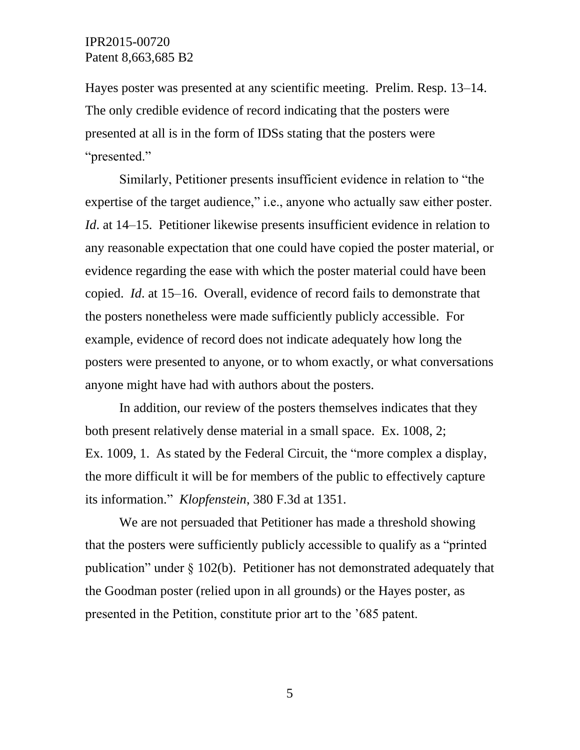Hayes poster was presented at any scientific meeting. Prelim. Resp. 13–14. The only credible evidence of record indicating that the posters were presented at all is in the form of IDSs stating that the posters were "presented."

Similarly, Petitioner presents insufficient evidence in relation to "the expertise of the target audience," i.e., anyone who actually saw either poster. *Id*. at 14–15. Petitioner likewise presents insufficient evidence in relation to any reasonable expectation that one could have copied the poster material, or evidence regarding the ease with which the poster material could have been copied. *Id*. at 15–16. Overall, evidence of record fails to demonstrate that the posters nonetheless were made sufficiently publicly accessible. For example, evidence of record does not indicate adequately how long the posters were presented to anyone, or to whom exactly, or what conversations anyone might have had with authors about the posters.

In addition, our review of the posters themselves indicates that they both present relatively dense material in a small space. Ex. 1008, 2; Ex. 1009, 1. As stated by the Federal Circuit, the "more complex a display, the more difficult it will be for members of the public to effectively capture its information." *Klopfenstein*, 380 F.3d at 1351.

We are not persuaded that Petitioner has made a threshold showing that the posters were sufficiently publicly accessible to qualify as a "printed publication" under § 102(b). Petitioner has not demonstrated adequately that the Goodman poster (relied upon in all grounds) or the Hayes poster, as presented in the Petition, constitute prior art to the '685 patent.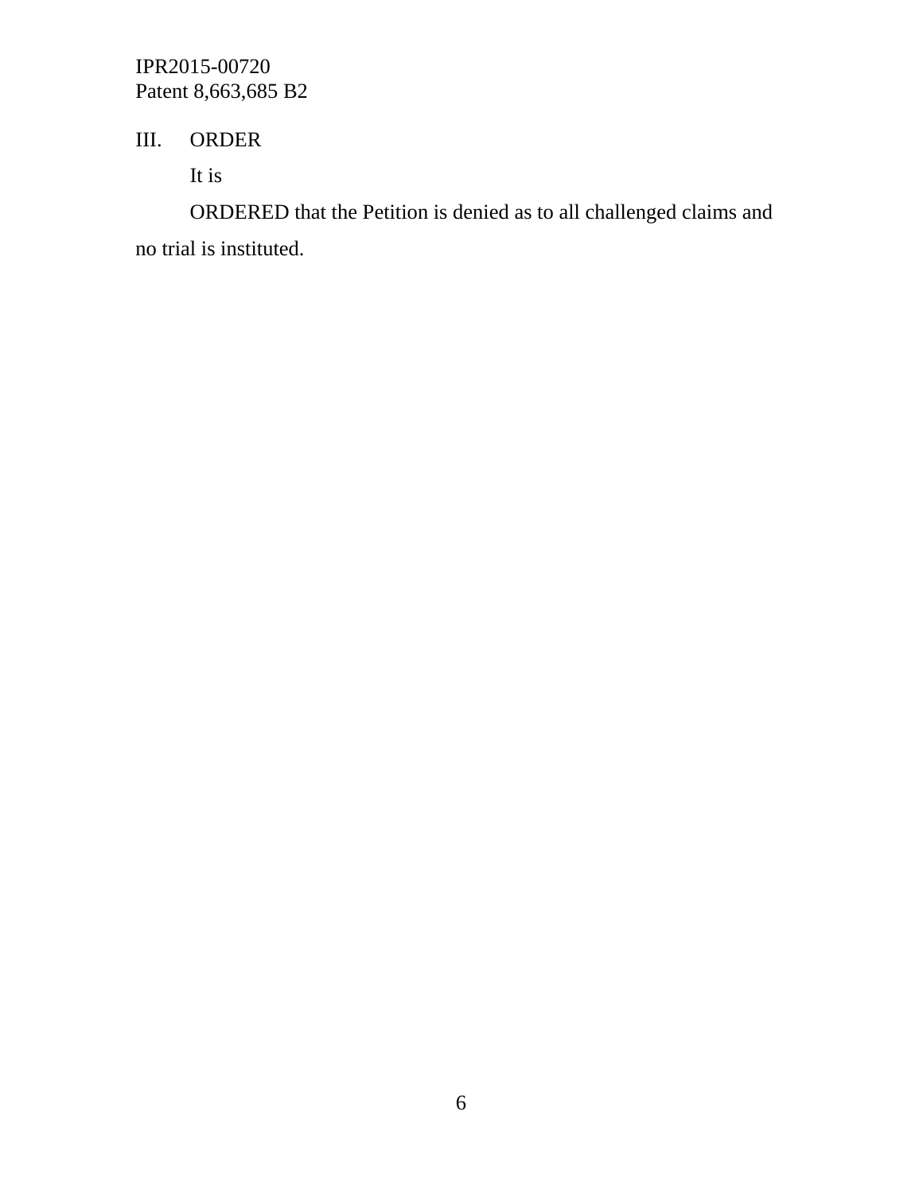## III. ORDER

It is

ORDERED that the Petition is denied as to all challenged claims and no trial is instituted.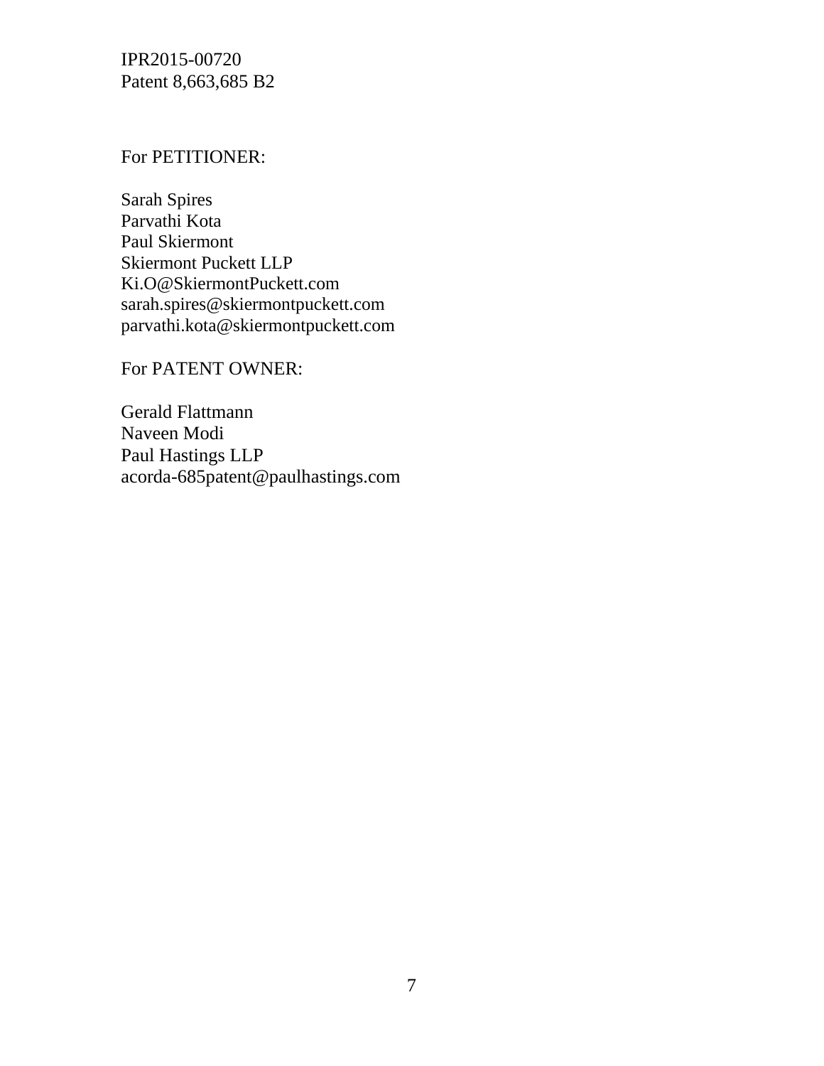IPR2015-00720
Patent 8,663,685 B2

For PETITIONER:

Sarah Spires
Parvathi Kota
Paul Skiermont
Skiermont Puckett LLP
Ki.O@SkiermontPuckett.com
sarah.spires@skiermontpuckett.com
parvathi.kota@skiermontpuckett.com

For PATENT OWNER:

Gerald Flattmann
Naveen Modi
Paul Hastings LLP
acorda-685patent@paulhastings.com